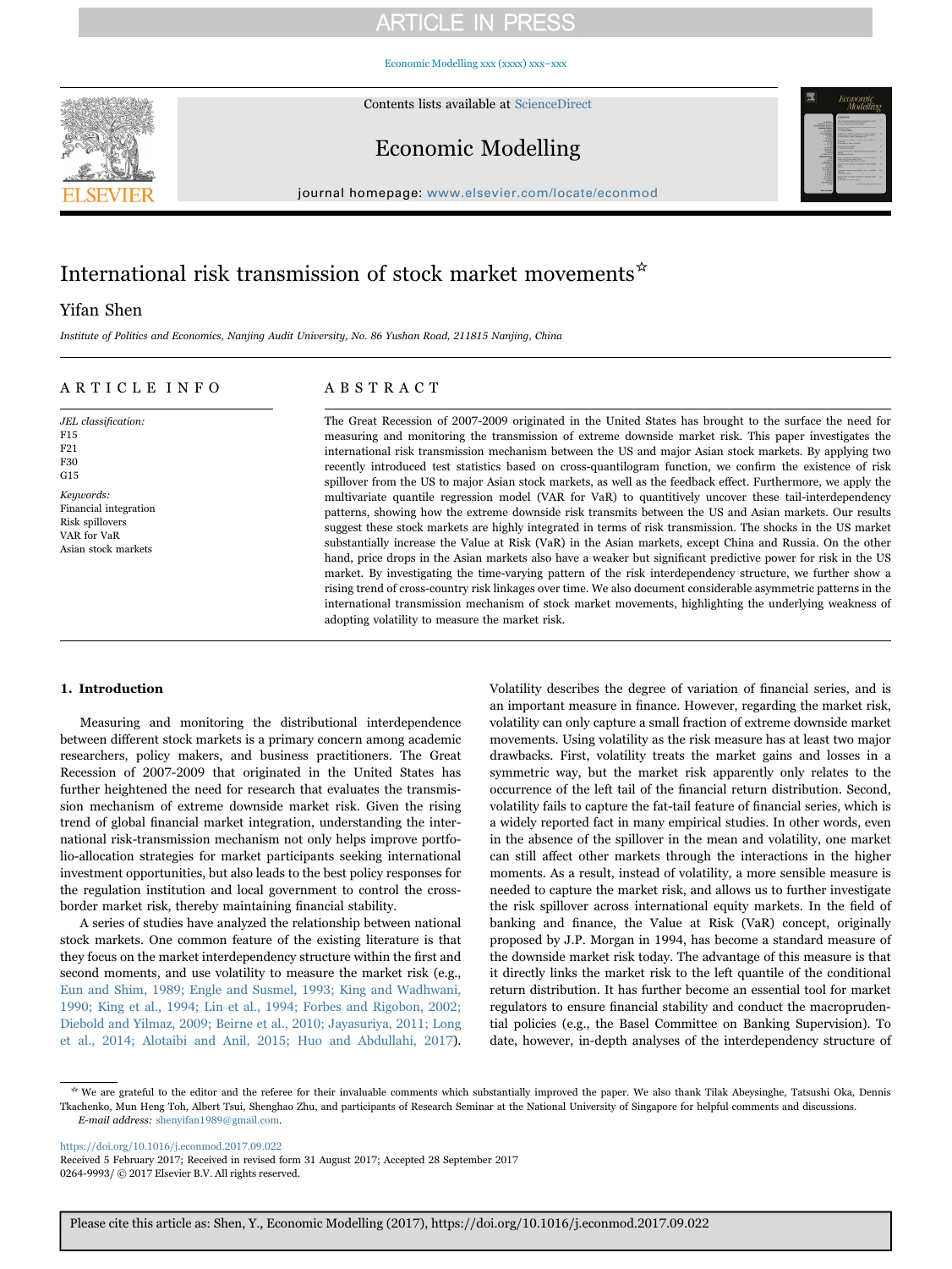# International risk transmission of stock market movements☆

Yifan Shen

*Institute of Politics and Economics, Nanjing Audit University, No. 86 Yushan Road, 211815 Nanjing, China*

## ARTICLE INFO

*JEL classification:*
F15
F21
F30
G15

*Keywords:*
Financial integration
Risk spillovers
VAR for VaR
Asian stock markets

## ABSTRACT

The Great Recession of 2007-2009 originated in the United States has brought to the surface the need for measuring and monitoring the transmission of extreme downside market risk. This paper investigates the international risk transmission mechanism between the US and major Asian stock markets. By applying two recently introduced test statistics based on cross-quantilogram function, we confirm the existence of risk spillover from the US to major Asian stock markets, as well as the feedback effect. Furthermore, we apply the multivariate quantile regression model (VAR for VaR) to quantitively uncover these tail-interdependency patterns, showing how the extreme downside risk transmits between the US and Asian markets. Our results suggest these stock markets are highly integrated in terms of risk transmission. The shocks in the US market substantially increase the Value at Risk (VaR) in the Asian markets, except China and Russia. On the other hand, price drops in the Asian markets also have a weaker but significant predictive power for risk in the US market. By investigating the time-varying pattern of the risk interdependency structure, we further show a rising trend of cross-country risk linkages over time. We also document considerable asymmetric patterns in the international transmission mechanism of stock market movements, highlighting the underlying weakness of adopting volatility to measure the market risk.

## 1. Introduction

Measuring and monitoring the distributional interdependence between different stock markets is a primary concern among academic researchers, policy makers, and business practitioners. The Great Recession of 2007-2009 that originated in the United States has further heightened the need for research that evaluates the transmission mechanism of extreme downside market risk. Given the rising trend of global financial market integration, understanding the international risk-transmission mechanism not only helps improve portfolio-allocation strategies for market participants seeking international investment opportunities, but also leads to the best policy responses for the regulation institution and local government to control the cross-border market risk, thereby maintaining financial stability.

A series of studies have analyzed the relationship between national stock markets. One common feature of the existing literature is that they focus on the market interdependency structure within the first and second moments, and use volatility to measure the market risk (e.g., Eun and Shim, 1989; Engle and Susmel, 1993; King and Wadhwani, 1990; King et al., 1994; Lin et al., 1994; Forbes and Rigobon, 2002; Diebold and Yilmaz, 2009; Beirne et al., 2010; Jayasuriya, 2011; Long et al., 2014; Alotaibi and Anil, 2015; Huo and Abdullahi, 2017). Volatility describes the degree of variation of financial series, and is an important measure in finance. However, regarding the market risk, volatility can only capture a small fraction of extreme downside market movements. Using volatility as the risk measure has at least two major drawbacks. First, volatility treats the market gains and losses in a symmetric way, but the market risk apparently only relates to the occurrence of the left tail of the financial return distribution. Second, volatility fails to capture the fat-tail feature of financial series, which is a widely reported fact in many empirical studies. In other words, even in the absence of the spillover in the mean and volatility, one market can still affect other markets through the interactions in the higher moments. As a result, instead of volatility, a more sensible measure is needed to capture the market risk, and allows us to further investigate the risk spillover across international equity markets. In the field of banking and finance, the Value at Risk (VaR) concept, originally proposed by J.P. Morgan in 1994, has become a standard measure of the downside market risk today. The advantage of this measure is that it directly links the market risk to the left quantile of the conditional return distribution. It has further become an essential tool for market regulators to ensure financial stability and conduct the macroprudential policies (e.g., the Basel Committee on Banking Supervision). To date, however, in-depth analyses of the interdependency structure of

☆ We are grateful to the editor and the referee for their invaluable comments which substantially improved the paper. We also thank Tilak Abeysinghe, Tatsushi Oka, Dennis Tkachenko, Mun Heng Toh, Albert Tsui, Shenghao Zhu, and participants of Research Seminar at the National University of Singapore for helpful comments and discussions.
*E-mail address:* shenyifan1989@gmail.com.

https://doi.org/10.1016/j.econmod.2017.09.022
Received 5 February 2017; Received in revised form 31 August 2017; Accepted 28 September 2017
0264-9993/ © 2017 Elsevier B.V. All rights reserved.

Please cite this article as: Shen, Y., Economic Modelling (2017), https://doi.org/10.1016/j.econmod.2017.09.022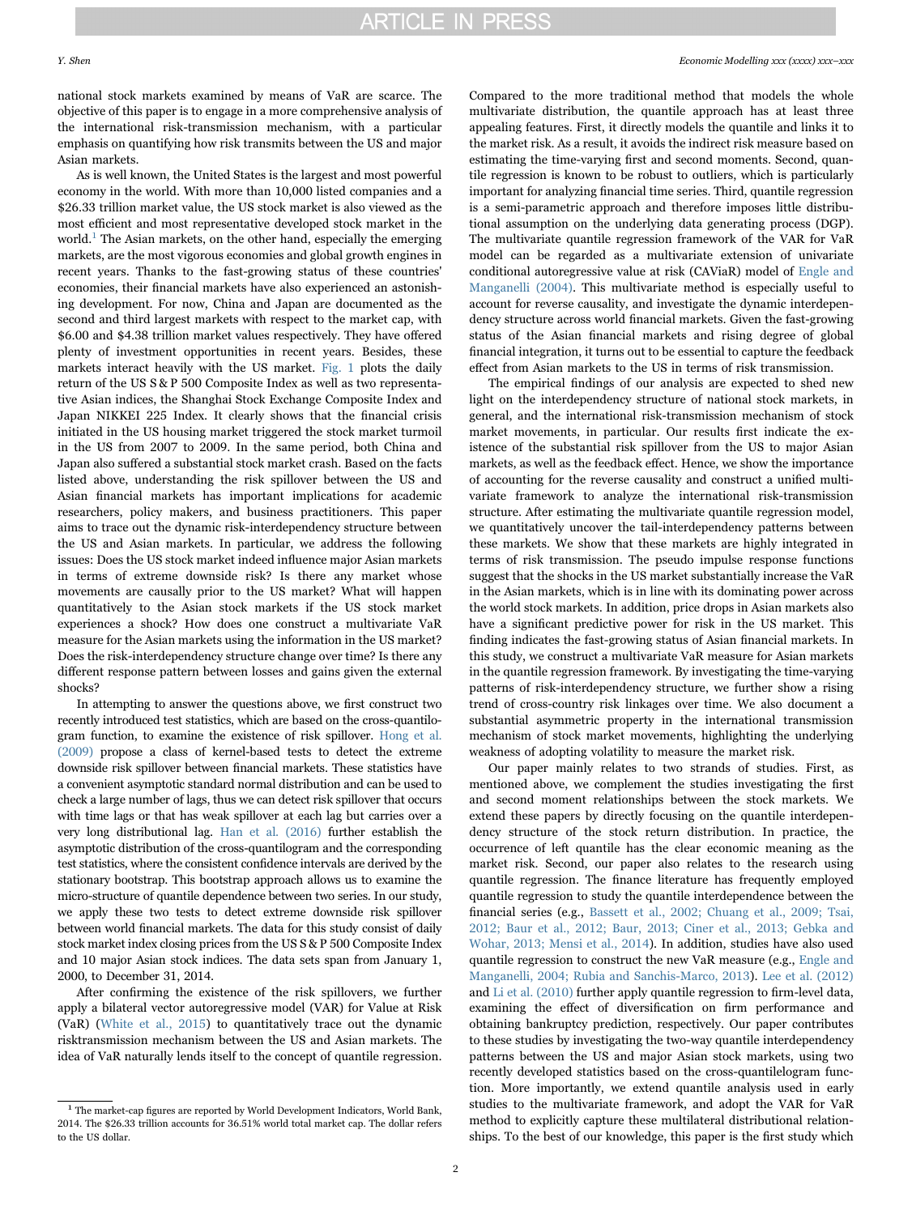national stock markets examined by means of VaR are scarce. The objective of this paper is to engage in a more comprehensive analysis of the international risk-transmission mechanism, with a particular emphasis on quantifying how risk transmits between the US and major Asian markets.

As is well known, the United States is the largest and most powerful economy in the world. With more than 10,000 listed companies and a $26.33 trillion market value, the US stock market is also viewed as the most efficient and most representative developed stock market in the world.[1] The Asian markets, on the other hand, especially the emerging markets, are the most vigorous economies and global growth engines in recent years. Thanks to the fast-growing status of these countries' economies, their financial markets have also experienced an astonishing development. For now, China and Japan are documented as the second and third largest markets with respect to the market cap, with $6.00 and $4.38 trillion market values respectively. They have offered plenty of investment opportunities in recent years. Besides, these markets interact heavily with the US market. Fig. 1 plots the daily return of the US S & P 500 Composite Index as well as two representative Asian indices, the Shanghai Stock Exchange Composite Index and Japan NIKKEI 225 Index. It clearly shows that the financial crisis initiated in the US housing market triggered the stock market turmoil in the US from 2007 to 2009. In the same period, both China and Japan also suffered a substantial stock market crash. Based on the facts listed above, understanding the risk spillover between the US and Asian financial markets has important implications for academic researchers, policy makers, and business practitioners. This paper aims to trace out the dynamic risk-interdependency structure between the US and Asian markets. In particular, we address the following issues: Does the US stock market indeed influence major Asian markets in terms of extreme downside risk? Is there any market whose movements are causally prior to the US market? What will happen quantitatively to the Asian stock markets if the US stock market experiences a shock? How does one construct a multivariate VaR measure for the Asian markets using the information in the US market? Does the risk-interdependency structure change over time? Is there any different response pattern between losses and gains given the external shocks?

In attempting to answer the questions above, we first construct two recently introduced test statistics, which are based on the cross-quantilogram function, to examine the existence of risk spillover. Hong et al. (2009) propose a class of kernel-based tests to detect the extreme downside risk spillover between financial markets. These statistics have a convenient asymptotic standard normal distribution and can be used to check a large number of lags, thus we can detect risk spillover that occurs with time lags or that has weak spillover at each lag but carries over a very long distributional lag. Han et al. (2016) further establish the asymptotic distribution of the cross-quantilogram and the corresponding test statistics, where the consistent confidence intervals are derived by the stationary bootstrap. This bootstrap approach allows us to examine the micro-structure of quantile dependence between two series. In our study, we apply these two tests to detect extreme downside risk spillover between world financial markets. The data for this study consist of daily stock market index closing prices from the US S & P 500 Composite Index and 10 major Asian stock indices. The data sets span from January 1, 2000, to December 31, 2014.

After confirming the existence of the risk spillovers, we further apply a bilateral vector autoregressive model (VAR) for Value at Risk (VaR) (White et al., 2015) to quantitatively trace out the dynamic risktransmission mechanism between the US and Asian markets. The idea of VaR naturally lends itself to the concept of quantile regression. Compared to the more traditional method that models the whole multivariate distribution, the quantile approach has at least three appealing features. First, it directly models the quantile and links it to the market risk. As a result, it avoids the indirect risk measure based on estimating the time-varying first and second moments. Second, quantile regression is known to be robust to outliers, which is particularly important for analyzing financial time series. Third, quantile regression is a semi-parametric approach and therefore imposes little distributional assumption on the underlying data generating process (DGP). The multivariate quantile regression framework of the VAR for VaR model can be regarded as a multivariate extension of univariate conditional autoregressive value at risk (CAViaR) model of Engle and Manganelli (2004). This multivariate method is especially useful to account for reverse causality, and investigate the dynamic interdependency structure across world financial markets. Given the fast-growing status of the Asian financial markets and rising degree of global financial integration, it turns out to be essential to capture the feedback effect from Asian markets to the US in terms of risk transmission.

The empirical findings of our analysis are expected to shed new light on the interdependency structure of national stock markets, in general, and the international risk-transmission mechanism of stock market movements, in particular. Our results first indicate the existence of the substantial risk spillover from the US to major Asian markets, as well as the feedback effect. Hence, we show the importance of accounting for the reverse causality and construct a unified multivariate framework to analyze the international risk-transmission structure. After estimating the multivariate quantile regression model, we quantitatively uncover the tail-interdependency patterns between these markets. We show that these markets are highly integrated in terms of risk transmission. The pseudo impulse response functions suggest that the shocks in the US market substantially increase the VaR in the Asian markets, which is in line with its dominating power across the world stock markets. In addition, price drops in Asian markets also have a significant predictive power for risk in the US market. This finding indicates the fast-growing status of Asian financial markets. In this study, we construct a multivariate VaR measure for Asian markets in the quantile regression framework. By investigating the time-varying patterns of risk-interdependency structure, we further show a rising trend of cross-country risk linkages over time. We also document a substantial asymmetric property in the international transmission mechanism of stock market movements, highlighting the underlying weakness of adopting volatility to measure the market risk.

Our paper mainly relates to two strands of studies. First, as mentioned above, we complement the studies investigating the first and second moment relationships between the stock markets. We extend these papers by directly focusing on the quantile interdependency structure of the stock return distribution. In practice, the occurrence of left quantile has the clear economic meaning as the market risk. Second, our paper also relates to the research using quantile regression. The finance literature has frequently employed quantile regression to study the quantile interdependence between the financial series (e.g., Bassett et al., 2002; Chuang et al., 2009; Tsai, 2012; Baur et al., 2012; Baur, 2013; Ciner et al., 2013; Gebka and Wohar, 2013; Mensi et al., 2014). In addition, studies have also used quantile regression to construct the new VaR measure (e.g., Engle and Manganelli, 2004; Rubia and Sanchis-Marco, 2013). Lee et al. (2012) and Li et al. (2010) further apply quantile regression to firm-level data, examining the effect of diversification on firm performance and obtaining bankruptcy prediction, respectively. Our paper contributes to these studies by investigating the two-way quantile interdependency patterns between the US and major Asian stock markets, using two recently developed statistics based on the cross-quantilelogram function. More importantly, we extend quantile analysis used in early studies to the multivariate framework, and adopt the VAR for VaR method to explicitly capture these multilateral distributional relationships. To the best of our knowledge, this paper is the first study which

[1] The market-cap figures are reported by World Development Indicators, World Bank, 2014. The $26.33 trillion accounts for 36.51% world total market cap. The dollar refers to the US dollar.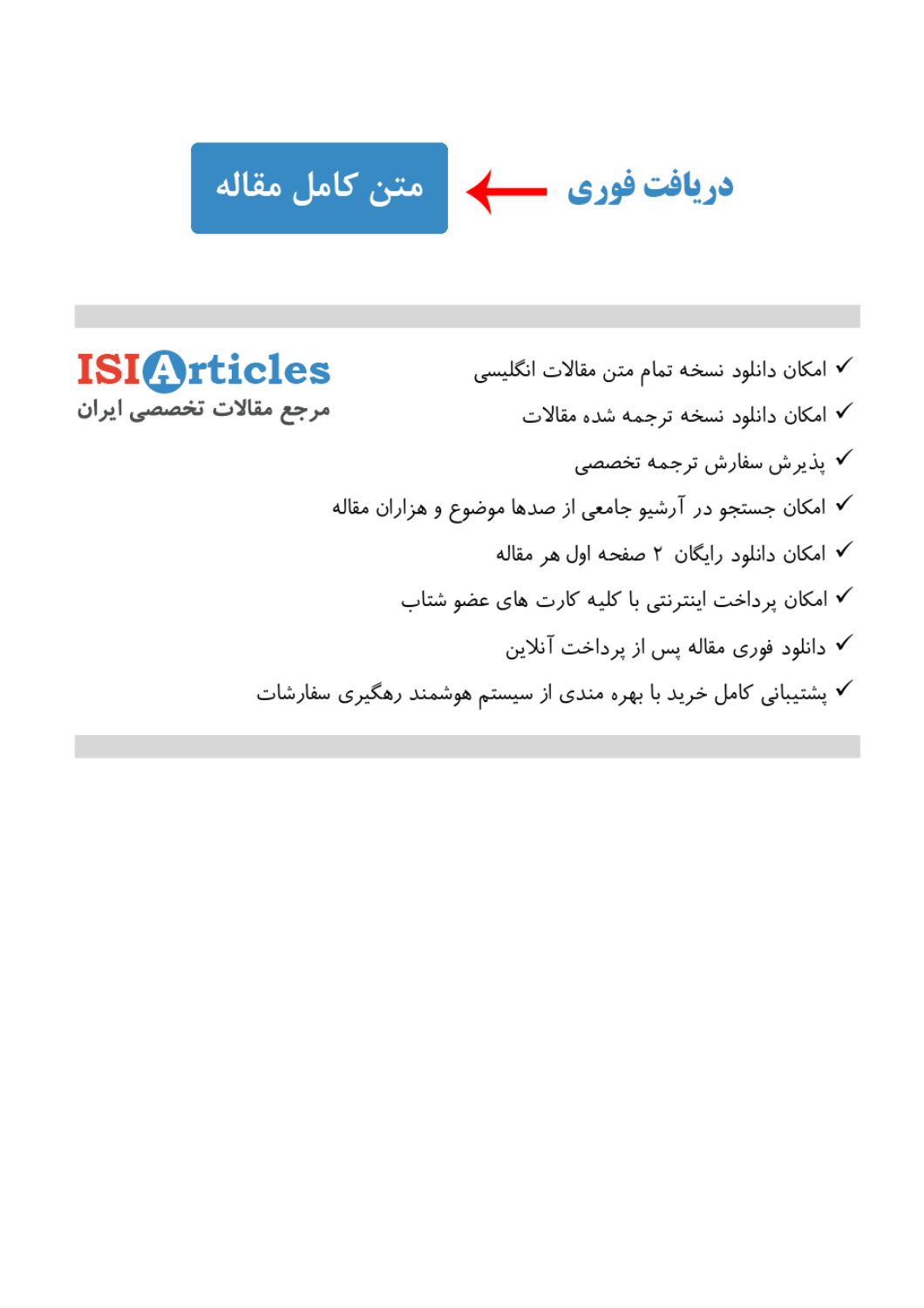دریافت فوری ← متن کامل مقاله

**ISIArticles**

مرجع مقالات تخصصی ایران

- ✓ امکان دانلود نسخه تمام متن مقالات انگلیسی
- ✓ امکان دانلود نسخه ترجمه شده مقالات
- ✓ پذیرش سفارش ترجمه تخصصی
- ✓ امکان جستجو در آرشیو جامعی از صدها موضوع و هزاران مقاله
- ✓ امکان دانلود رایگان ۲ صفحه اول هر مقاله
- ✓ امکان پرداخت اینترنتی با کلیه کارت های عضو شتاب
- ✓ دانلود فوری مقاله پس از پرداخت آنلاین
- ✓ پشتیبانی کامل خرید با بهره مندی از سیستم هوشمند رهگیری سفارشات